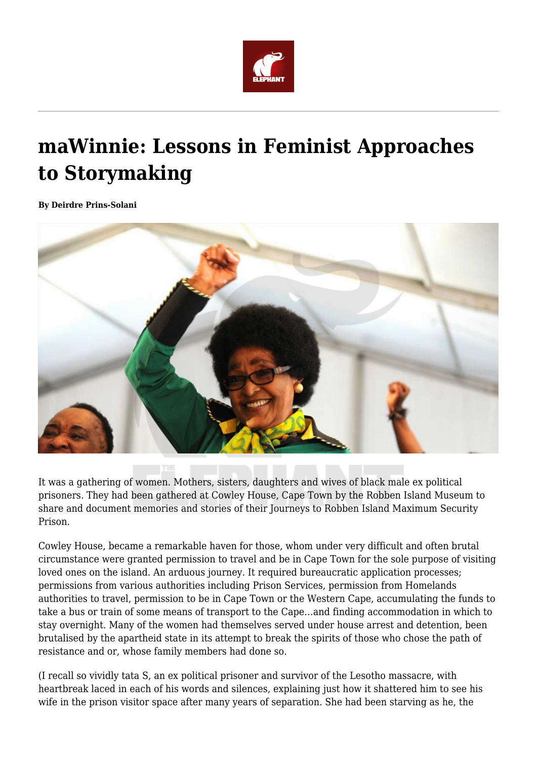# maWinnie: Lessons in Feminist Approaches to Storymaking

**By Deirdre Prins-Solani**

It was a gathering of women. Mothers, sisters, daughters and wives of black male ex political prisoners. They had been gathered at Cowley House, Cape Town by the Robben Island Museum to share and document memories and stories of their Journeys to Robben Island Maximum Security Prison.

Cowley House, became a remarkable haven for those, whom under very difficult and often brutal circumstance were granted permission to travel and be in Cape Town for the sole purpose of visiting loved ones on the island. An arduous journey. It required bureaucratic application processes; permissions from various authorities including Prison Services, permission from Homelands authorities to travel, permission to be in Cape Town or the Western Cape, accumulating the funds to take a bus or train of some means of transport to the Cape…and finding accommodation in which to stay overnight. Many of the women had themselves served under house arrest and detention, been brutalised by the apartheid state in its attempt to break the spirits of those who chose the path of resistance and or, whose family members had done so.

(I recall so vividly tata S, an ex political prisoner and survivor of the Lesotho massacre, with heartbreak laced in each of his words and silences, explaining just how it shattered him to see his wife in the prison visitor space after many years of separation. She had been starving as he, the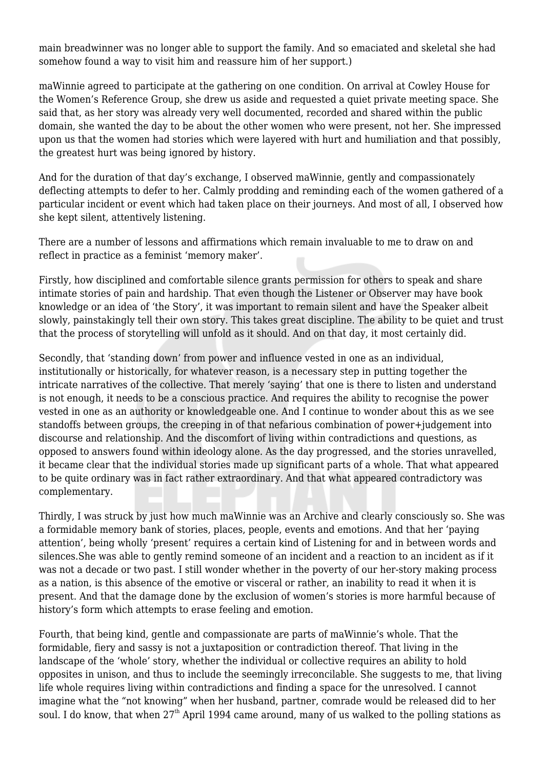main breadwinner was no longer able to support the family. And so emaciated and skeletal she had somehow found a way to visit him and reassure him of her support.)

maWinnie agreed to participate at the gathering on one condition. On arrival at Cowley House for the Women's Reference Group, she drew us aside and requested a quiet private meeting space. She said that, as her story was already very well documented, recorded and shared within the public domain, she wanted the day to be about the other women who were present, not her. She impressed upon us that the women had stories which were layered with hurt and humiliation and that possibly, the greatest hurt was being ignored by history.

And for the duration of that day's exchange, I observed maWinnie, gently and compassionately deflecting attempts to defer to her. Calmly prodding and reminding each of the women gathered of a particular incident or event which had taken place on their journeys. And most of all, I observed how she kept silent, attentively listening.

There are a number of lessons and affirmations which remain invaluable to me to draw on and reflect in practice as a feminist 'memory maker'.

Firstly, how disciplined and comfortable silence grants permission for others to speak and share intimate stories of pain and hardship. That even though the Listener or Observer may have book knowledge or an idea of 'the Story', it was important to remain silent and have the Speaker albeit slowly, painstakingly tell their own story. This takes great discipline. The ability to be quiet and trust that the process of storytelling will unfold as it should. And on that day, it most certainly did.

Secondly, that 'standing down' from power and influence vested in one as an individual, institutionally or historically, for whatever reason, is a necessary step in putting together the intricate narratives of the collective. That merely 'saying' that one is there to listen and understand is not enough, it needs to be a conscious practice. And requires the ability to recognise the power vested in one as an authority or knowledgeable one. And I continue to wonder about this as we see standoffs between groups, the creeping in of that nefarious combination of power+judgement into discourse and relationship. And the discomfort of living within contradictions and questions, as opposed to answers found within ideology alone. As the day progressed, and the stories unravelled, it became clear that the individual stories made up significant parts of a whole. That what appeared to be quite ordinary was in fact rather extraordinary. And that what appeared contradictory was complementary.

Thirdly, I was struck by just how much maWinnie was an Archive and clearly consciously so. She was a formidable memory bank of stories, places, people, events and emotions. And that her 'paying attention', being wholly 'present' requires a certain kind of Listening for and in between words and silences.She was able to gently remind someone of an incident and a reaction to an incident as if it was not a decade or two past. I still wonder whether in the poverty of our her-story making process as a nation, is this absence of the emotive or visceral or rather, an inability to read it when it is present. And that the damage done by the exclusion of women's stories is more harmful because of history's form which attempts to erase feeling and emotion.

Fourth, that being kind, gentle and compassionate are parts of maWinnie's whole. That the formidable, fiery and sassy is not a juxtaposition or contradiction thereof. That living in the landscape of the 'whole' story, whether the individual or collective requires an ability to hold opposites in unison, and thus to include the seemingly irreconcilable. She suggests to me, that living life whole requires living within contradictions and finding a space for the unresolved. I cannot imagine what the "not knowing" when her husband, partner, comrade would be released did to her soul. I do know, that when 27th April 1994 came around, many of us walked to the polling stations as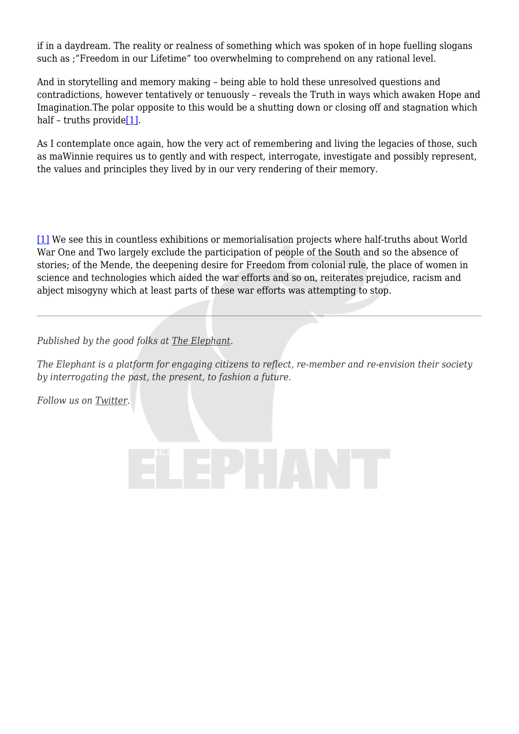if in a daydream. The reality or realness of something which was spoken of in hope fuelling slogans such as ;"Freedom in our Lifetime" too overwhelming to comprehend on any rational level.

And in storytelling and memory making – being able to hold these unresolved questions and contradictions, however tentatively or tenuously – reveals the Truth in ways which awaken Hope and Imagination.The polar opposite to this would be a shutting down or closing off and stagnation which half – truths provide[1].

As I contemplate once again, how the very act of remembering and living the legacies of those, such as maWinnie requires us to gently and with respect, interrogate, investigate and possibly represent, the values and principles they lived by in our very rendering of their memory.

[1] We see this in countless exhibitions or memorialisation projects where half-truths about World War One and Two largely exclude the participation of people of the South and so the absence of stories; of the Mende, the deepening desire for Freedom from colonial rule, the place of women in science and technologies which aided the war efforts and so on, reiterates prejudice, racism and abject misogyny which at least parts of these war efforts was attempting to stop.

---

*Published by the good folks at The Elephant.*

*The Elephant is a platform for engaging citizens to reflect, re-member and re-envision their society by interrogating the past, the present, to fashion a future.*

*Follow us on Twitter.*